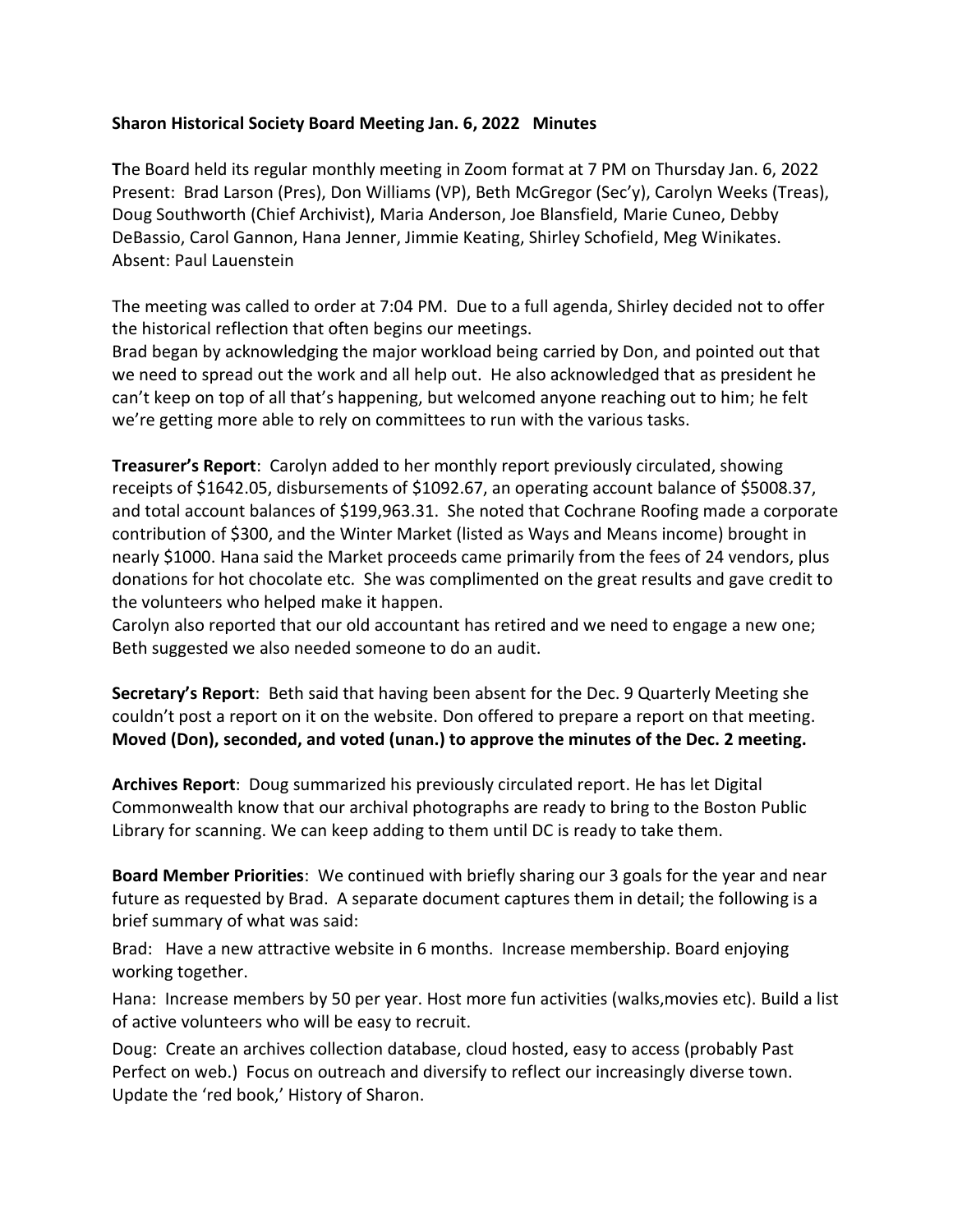**Sharon Historical Society Board Meeting Jan. 6, 2022 Minutes**

**T**he Board held its regular monthly meeting in Zoom format at 7 PM on Thursday Jan. 6, 2022
Present: Brad Larson (Pres), Don Williams (VP), Beth McGregor (Sec'y), Carolyn Weeks (Treas), Doug Southworth (Chief Archivist), Maria Anderson, Joe Blansfield, Marie Cuneo, Debby DeBassio, Carol Gannon, Hana Jenner, Jimmie Keating, Shirley Schofield, Meg Winikates.
Absent: Paul Lauenstein

The meeting was called to order at 7:04 PM. Due to a full agenda, Shirley decided not to offer the historical reflection that often begins our meetings.
Brad began by acknowledging the major workload being carried by Don, and pointed out that we need to spread out the work and all help out. He also acknowledged that as president he can't keep on top of all that's happening, but welcomed anyone reaching out to him; he felt we're getting more able to rely on committees to run with the various tasks.

**Treasurer's Report**: Carolyn added to her monthly report previously circulated, showing receipts of $1642.05, disbursements of $1092.67, an operating account balance of $5008.37, and total account balances of $199,963.31. She noted that Cochrane Roofing made a corporate contribution of $300, and the Winter Market (listed as Ways and Means income) brought in nearly $1000. Hana said the Market proceeds came primarily from the fees of 24 vendors, plus donations for hot chocolate etc. She was complimented on the great results and gave credit to the volunteers who helped make it happen.
Carolyn also reported that our old accountant has retired and we need to engage a new one; Beth suggested we also needed someone to do an audit.

**Secretary's Report**: Beth said that having been absent for the Dec. 9 Quarterly Meeting she couldn't post a report on it on the website. Don offered to prepare a report on that meeting.
**Moved (Don), seconded, and voted (unan.) to approve the minutes of the Dec. 2 meeting.**

**Archives Report**: Doug summarized his previously circulated report. He has let Digital Commonwealth know that our archival photographs are ready to bring to the Boston Public Library for scanning. We can keep adding to them until DC is ready to take them.

**Board Member Priorities**: We continued with briefly sharing our 3 goals for the year and near future as requested by Brad. A separate document captures them in detail; the following is a brief summary of what was said:

Brad: Have a new attractive website in 6 months. Increase membership. Board enjoying working together.

Hana: Increase members by 50 per year. Host more fun activities (walks,movies etc). Build a list of active volunteers who will be easy to recruit.

Doug: Create an archives collection database, cloud hosted, easy to access (probably Past Perfect on web.) Focus on outreach and diversify to reflect our increasingly diverse town. Update the 'red book,' History of Sharon.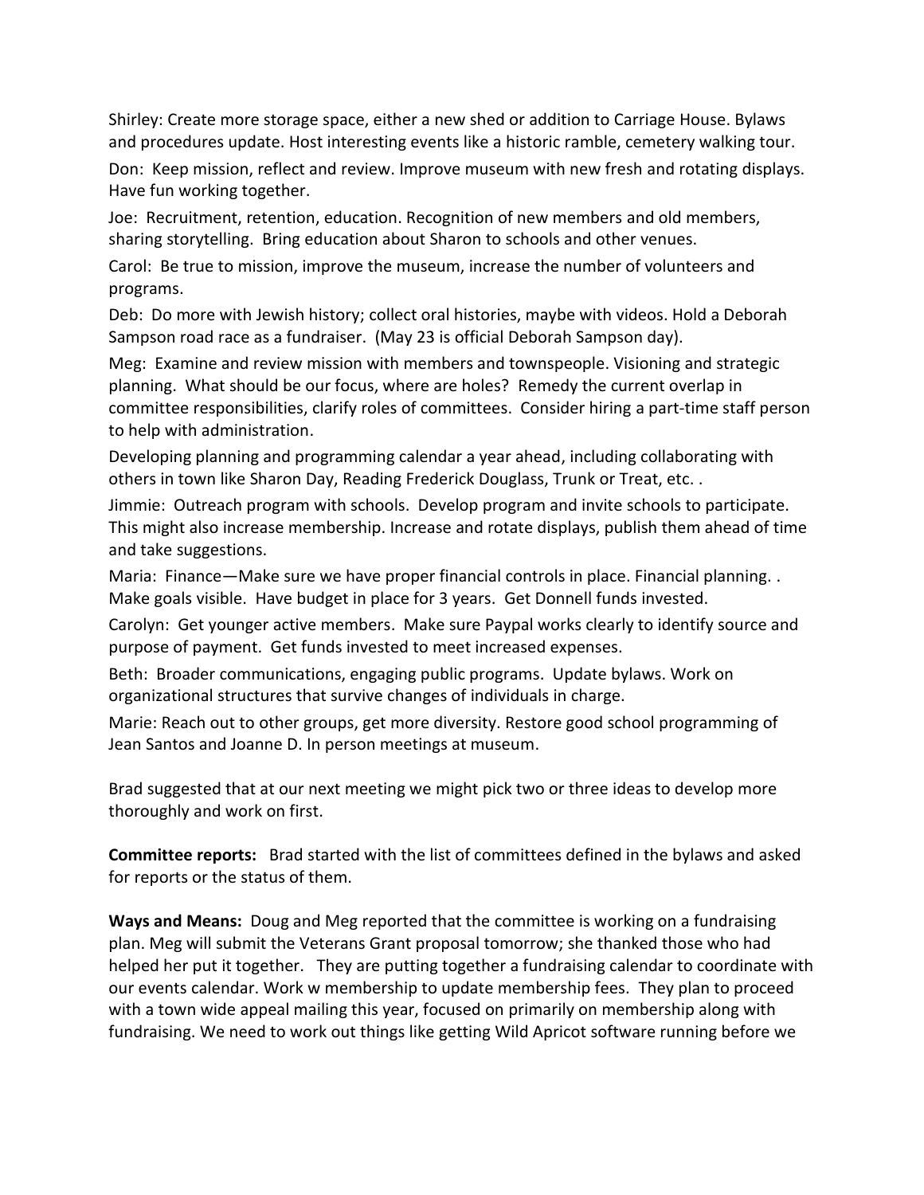Shirley: Create more storage space, either a new shed or addition to Carriage House. Bylaws and procedures update. Host interesting events like a historic ramble, cemetery walking tour.

Don: Keep mission, reflect and review. Improve museum with new fresh and rotating displays. Have fun working together.

Joe: Recruitment, retention, education. Recognition of new members and old members, sharing storytelling. Bring education about Sharon to schools and other venues.

Carol: Be true to mission, improve the museum, increase the number of volunteers and programs.

Deb: Do more with Jewish history; collect oral histories, maybe with videos. Hold a Deborah Sampson road race as a fundraiser. (May 23 is official Deborah Sampson day).

Meg: Examine and review mission with members and townspeople. Visioning and strategic planning. What should be our focus, where are holes? Remedy the current overlap in committee responsibilities, clarify roles of committees. Consider hiring a part-time staff person to help with administration.

Developing planning and programming calendar a year ahead, including collaborating with others in town like Sharon Day, Reading Frederick Douglass, Trunk or Treat, etc. .

Jimmie: Outreach program with schools. Develop program and invite schools to participate. This might also increase membership. Increase and rotate displays, publish them ahead of time and take suggestions.

Maria: Finance—Make sure we have proper financial controls in place. Financial planning. . Make goals visible. Have budget in place for 3 years. Get Donnell funds invested.

Carolyn: Get younger active members. Make sure Paypal works clearly to identify source and purpose of payment. Get funds invested to meet increased expenses.

Beth: Broader communications, engaging public programs. Update bylaws. Work on organizational structures that survive changes of individuals in charge.

Marie: Reach out to other groups, get more diversity. Restore good school programming of Jean Santos and Joanne D. In person meetings at museum.

Brad suggested that at our next meeting we might pick two or three ideas to develop more thoroughly and work on first.

**Committee reports:** Brad started with the list of committees defined in the bylaws and asked for reports or the status of them.

**Ways and Means:** Doug and Meg reported that the committee is working on a fundraising plan. Meg will submit the Veterans Grant proposal tomorrow; she thanked those who had helped her put it together. They are putting together a fundraising calendar to coordinate with our events calendar. Work w membership to update membership fees. They plan to proceed with a town wide appeal mailing this year, focused on primarily on membership along with fundraising. We need to work out things like getting Wild Apricot software running before we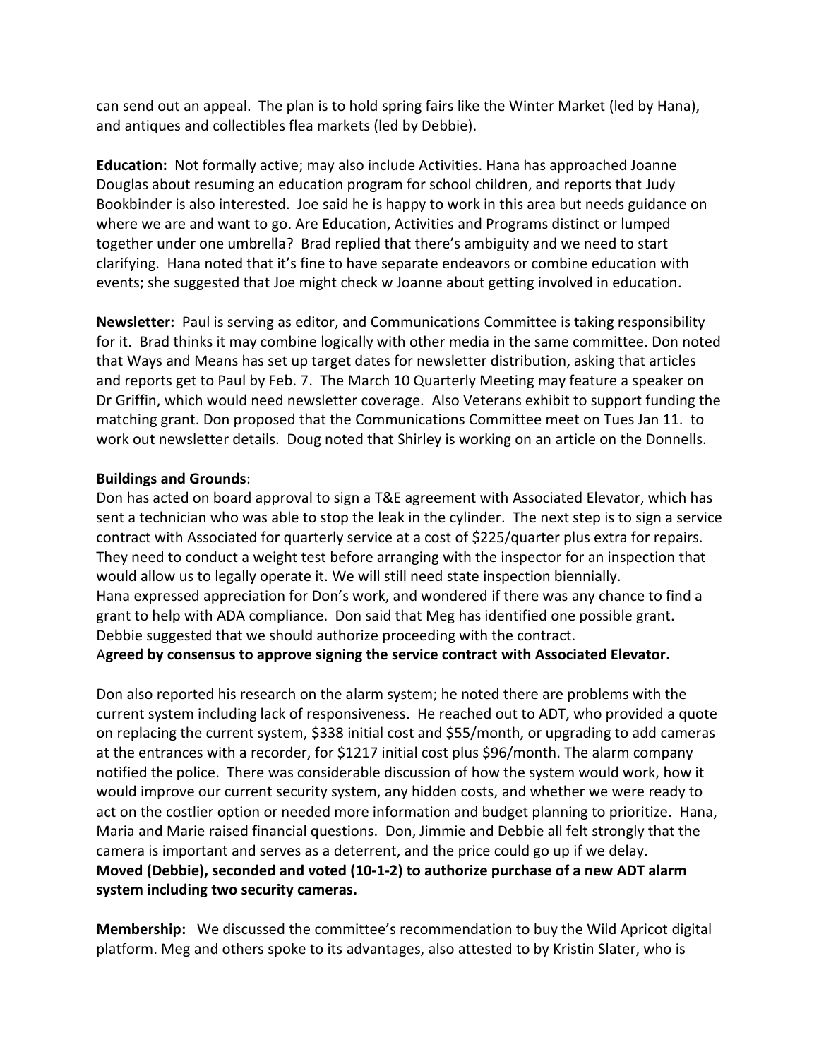can send out an appeal. The plan is to hold spring fairs like the Winter Market (led by Hana), and antiques and collectibles flea markets (led by Debbie).

**Education:** Not formally active; may also include Activities. Hana has approached Joanne Douglas about resuming an education program for school children, and reports that Judy Bookbinder is also interested. Joe said he is happy to work in this area but needs guidance on where we are and want to go. Are Education, Activities and Programs distinct or lumped together under one umbrella? Brad replied that there's ambiguity and we need to start clarifying. Hana noted that it's fine to have separate endeavors or combine education with events; she suggested that Joe might check w Joanne about getting involved in education.

**Newsletter:** Paul is serving as editor, and Communications Committee is taking responsibility for it. Brad thinks it may combine logically with other media in the same committee. Don noted that Ways and Means has set up target dates for newsletter distribution, asking that articles and reports get to Paul by Feb. 7. The March 10 Quarterly Meeting may feature a speaker on Dr Griffin, which would need newsletter coverage. Also Veterans exhibit to support funding the matching grant. Don proposed that the Communications Committee meet on Tues Jan 11. to work out newsletter details. Doug noted that Shirley is working on an article on the Donnells.

**Buildings and Grounds**:

Don has acted on board approval to sign a T&E agreement with Associated Elevator, which has sent a technician who was able to stop the leak in the cylinder. The next step is to sign a service contract with Associated for quarterly service at a cost of $225/quarter plus extra for repairs. They need to conduct a weight test before arranging with the inspector for an inspection that would allow us to legally operate it. We will still need state inspection biennially.
Hana expressed appreciation for Don's work, and wondered if there was any chance to find a grant to help with ADA compliance. Don said that Meg has identified one possible grant.
Debbie suggested that we should authorize proceeding with the contract.
A**greed by consensus to approve signing the service contract with Associated Elevator.**

Don also reported his research on the alarm system; he noted there are problems with the current system including lack of responsiveness. He reached out to ADT, who provided a quote on replacing the current system, $338 initial cost and $55/month, or upgrading to add cameras at the entrances with a recorder, for $1217 initial cost plus $96/month. The alarm company notified the police. There was considerable discussion of how the system would work, how it would improve our current security system, any hidden costs, and whether we were ready to act on the costlier option or needed more information and budget planning to prioritize. Hana, Maria and Marie raised financial questions. Don, Jimmie and Debbie all felt strongly that the camera is important and serves as a deterrent, and the price could go up if we delay.
**Moved (Debbie), seconded and voted (10-1-2) to authorize purchase of a new ADT alarm system including two security cameras.**

**Membership:** We discussed the committee's recommendation to buy the Wild Apricot digital platform. Meg and others spoke to its advantages, also attested to by Kristin Slater, who is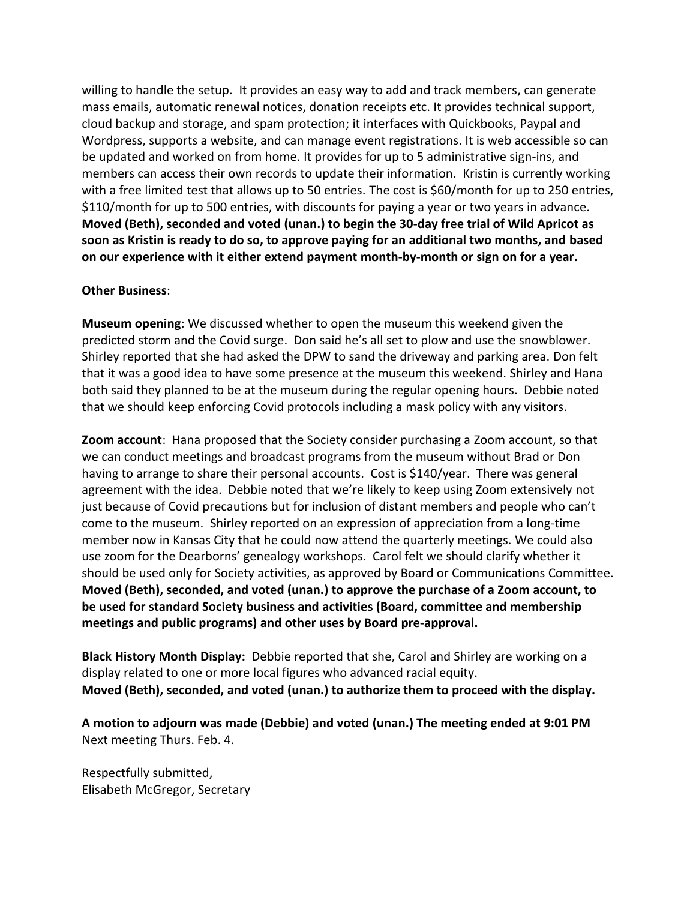willing to handle the setup. It provides an easy way to add and track members, can generate mass emails, automatic renewal notices, donation receipts etc. It provides technical support, cloud backup and storage, and spam protection; it interfaces with Quickbooks, Paypal and Wordpress, supports a website, and can manage event registrations. It is web accessible so can be updated and worked on from home. It provides for up to 5 administrative sign-ins, and members can access their own records to update their information. Kristin is currently working with a free limited test that allows up to 50 entries. The cost is $60/month for up to 250 entries, $110/month for up to 500 entries, with discounts for paying a year or two years in advance. **Moved (Beth), seconded and voted (unan.) to begin the 30-day free trial of Wild Apricot as soon as Kristin is ready to do so, to approve paying for an additional two months, and based on our experience with it either extend payment month-by-month or sign on for a year.**

**Other Business**:

**Museum opening**: We discussed whether to open the museum this weekend given the predicted storm and the Covid surge. Don said he's all set to plow and use the snowblower. Shirley reported that she had asked the DPW to sand the driveway and parking area. Don felt that it was a good idea to have some presence at the museum this weekend. Shirley and Hana both said they planned to be at the museum during the regular opening hours. Debbie noted that we should keep enforcing Covid protocols including a mask policy with any visitors.

**Zoom account**: Hana proposed that the Society consider purchasing a Zoom account, so that we can conduct meetings and broadcast programs from the museum without Brad or Don having to arrange to share their personal accounts. Cost is $140/year. There was general agreement with the idea. Debbie noted that we're likely to keep using Zoom extensively not just because of Covid precautions but for inclusion of distant members and people who can't come to the museum. Shirley reported on an expression of appreciation from a long-time member now in Kansas City that he could now attend the quarterly meetings. We could also use zoom for the Dearborns' genealogy workshops. Carol felt we should clarify whether it should be used only for Society activities, as approved by Board or Communications Committee. **Moved (Beth), seconded, and voted (unan.) to approve the purchase of a Zoom account, to be used for standard Society business and activities (Board, committee and membership meetings and public programs) and other uses by Board pre-approval.**

**Black History Month Display:** Debbie reported that she, Carol and Shirley are working on a display related to one or more local figures who advanced racial equity.
**Moved (Beth), seconded, and voted (unan.) to authorize them to proceed with the display.**

**A motion to adjourn was made (Debbie) and voted (unan.) The meeting ended at 9:01 PM**
Next meeting Thurs. Feb. 4.

Respectfully submitted,
Elisabeth McGregor, Secretary